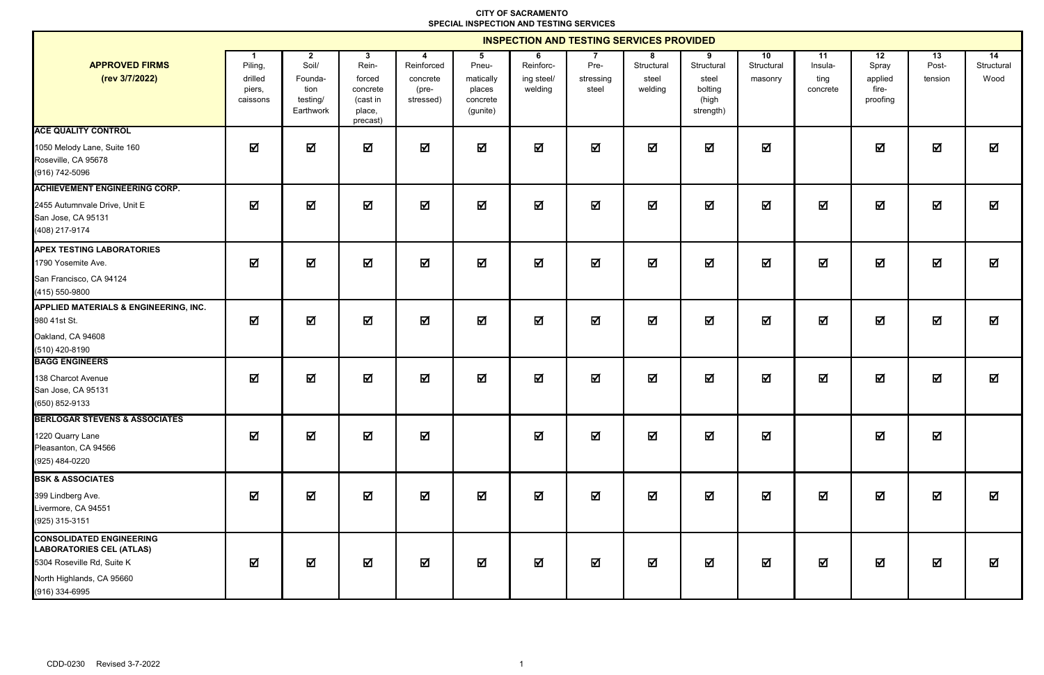**CITY OF SACRAMENTO**
**SPECIAL INSPECTION AND TESTING SERVICES**

| APPROVED FIRMS (rev 3/7/2022) | INSPECTION AND TESTING SERVICES PROVIDED | | | | | | | | | | | | | |
|---|---|---|---|---|---|---|---|---|---|---|---|---|---|---|
| | 1 Piling, drilled piers, caissons | 2 Soil/ Founda-tion testing/ Earthwork | 3 Rein-forced concrete (cast in place, precast) | 4 Reinforced concrete (pre-stressed) | 5 Pneu-matically places concrete (gunite) | 6 Reinforc-ing steel/ welding | 7 Pre-stressing steel | 8 Structural steel welding | 9 Structural steel bolting (high strength) | 10 Structural masonry | 11 Insula-ting concrete | 12 Spray applied fire-proofing | 13 Post-tension | 14 Structural Wood |
| **ACE QUALITY CONTROL**<br>1050 Melody Lane, Suite 160<br>Roseville, CA 95678<br>(916) 742-5096 | ☑ | ☑ | ☑ | ☑ | ☑ | ☑ | ☑ | ☑ | ☑ | ☑ | | ☑ | ☑ | ☑ |
| **ACHIEVEMENT ENGINEERING CORP.**<br>2455 Autumnvale Drive, Unit E<br>San Jose, CA 95131<br>(408) 217-9174 | ☑ | ☑ | ☑ | ☑ | ☑ | ☑ | ☑ | ☑ | ☑ | ☑ | ☑ | ☑ | ☑ | ☑ |
| **APEX TESTING LABORATORIES**<br>1790 Yosemite Ave.<br>San Francisco, CA 94124<br>(415) 550-9800 | ☑ | ☑ | ☑ | ☑ | ☑ | ☑ | ☑ | ☑ | ☑ | ☑ | ☑ | ☑ | ☑ | ☑ |
| **APPLIED MATERIALS & ENGINEERING, INC.**<br>980 41st St.<br>Oakland, CA 94608<br>(510) 420-8190 | ☑ | ☑ | ☑ | ☑ | ☑ | ☑ | ☑ | ☑ | ☑ | ☑ | ☑ | ☑ | ☑ | ☑ |
| **BAGG ENGINEERS**<br>138 Charcot Avenue<br>San Jose, CA 95131<br>(650) 852-9133 | ☑ | ☑ | ☑ | ☑ | ☑ | ☑ | ☑ | ☑ | ☑ | ☑ | ☑ | ☑ | ☑ | ☑ |
| **BERLOGAR STEVENS & ASSOCIATES**<br>1220 Quarry Lane<br>Pleasanton, CA 94566<br>(925) 484-0220 | ☑ | ☑ | ☑ | ☑ | | ☑ | ☑ | ☑ | ☑ | ☑ | | ☑ | ☑ | |
| **BSK & ASSOCIATES**<br>399 Lindberg Ave.<br>Livermore, CA 94551<br>(925) 315-3151 | ☑ | ☑ | ☑ | ☑ | ☑ | ☑ | ☑ | ☑ | ☑ | ☑ | ☑ | ☑ | ☑ | ☑ |
| **CONSOLIDATED ENGINEERING LABORATORIES CEL (ATLAS)**<br>5304 Roseville Rd, Suite K<br>North Highlands, CA 95660<br>(916) 334-6995 | ☑ | ☑ | ☑ | ☑ | ☑ | ☑ | ☑ | ☑ | ☑ | ☑ | ☑ | ☑ | ☑ | ☑ |

CDD-0230 Revised 3-7-2022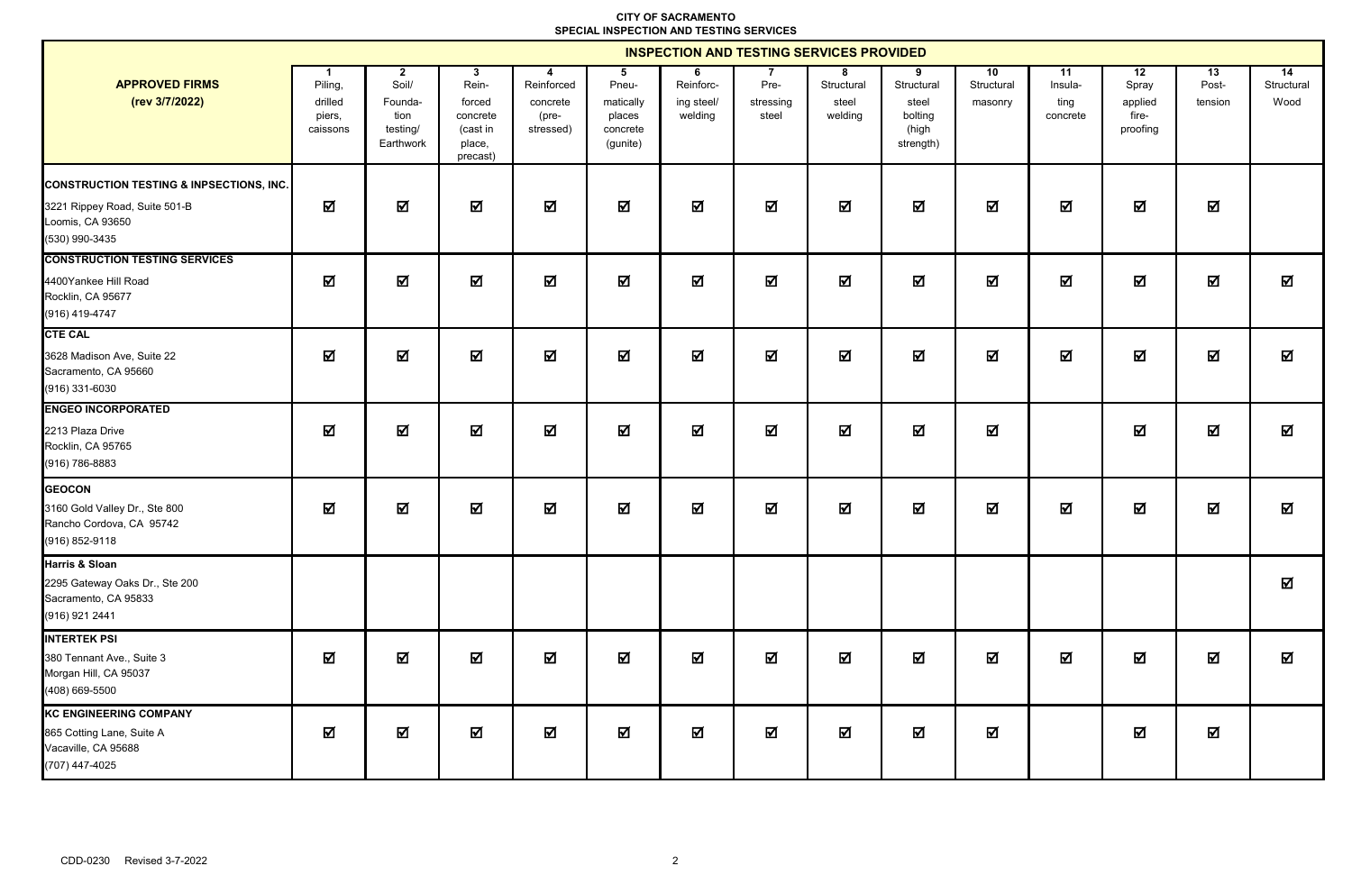**CITY OF SACRAMENTO**
**SPECIAL INSPECTION AND TESTING SERVICES**

| APPROVED FIRMS (rev 3/7/2022) | INSPECTION AND TESTING SERVICES PROVIDED | | | | | | | | | | | | | |
|---|---|---|---|---|---|---|---|---|---|---|---|---|---|---|
| | 1 Piling, drilled piers, caissons | 2 Soil/ Founda-tion testing/ Earthwork | 3 Rein-forced concrete (cast in place, precast) | 4 Reinforced concrete (pre-stressed) | 5 Pneu-matically places concrete (gunite) | 6 Reinforc-ing steel/ welding | 7 Pre-stressing steel | 8 Structural steel welding | 9 Structural steel bolting (high strength) | 10 Structural masonry | 11 Insula-ting concrete | 12 Spray applied fire-proofing | 13 Post-tension | 14 Structural Wood |
| **CONSTRUCTION TESTING & INPSECTIONS, INC.**<br>3221 Rippey Road, Suite 501-B<br>Loomis, CA 93650<br>(530) 990-3435 | ☑ | ☑ | ☑ | ☑ | ☑ | ☑ | ☑ | ☑ | ☑ | ☑ | ☑ | ☑ | ☑ | |
| **CONSTRUCTION TESTING SERVICES**<br>4400Yankee Hill Road<br>Rocklin, CA 95677<br>(916) 419-4747 | ☑ | ☑ | ☑ | ☑ | ☑ | ☑ | ☑ | ☑ | ☑ | ☑ | ☑ | ☑ | ☑ | ☑ |
| **CTE CAL**<br>3628 Madison Ave, Suite 22<br>Sacramento, CA 95660<br>(916) 331-6030 | ☑ | ☑ | ☑ | ☑ | ☑ | ☑ | ☑ | ☑ | ☑ | ☑ | ☑ | ☑ | ☑ | ☑ |
| **ENGEO INCORPORATED**<br>2213 Plaza Drive<br>Rocklin, CA 95765<br>(916) 786-8883 | ☑ | ☑ | ☑ | ☑ | ☑ | ☑ | ☑ | ☑ | ☑ | ☑ | | ☑ | ☑ | ☑ |
| **GEOCON**<br>3160 Gold Valley Dr., Ste 800<br>Rancho Cordova, CA 95742<br>(916) 852-9118 | ☑ | ☑ | ☑ | ☑ | ☑ | ☑ | ☑ | ☑ | ☑ | ☑ | ☑ | ☑ | ☑ | ☑ |
| **Harris & Sloan**<br>2295 Gateway Oaks Dr., Ste 200<br>Sacramento, CA 95833<br>(916) 921 2441 | | | | | | | | | | | | | | ☑ |
| **INTERTEK PSI**<br>380 Tennant Ave., Suite 3<br>Morgan Hill, CA 95037<br>(408) 669-5500 | ☑ | ☑ | ☑ | ☑ | ☑ | ☑ | ☑ | ☑ | ☑ | ☑ | ☑ | ☑ | ☑ | ☑ |
| **KC ENGINEERING COMPANY**<br>865 Cotting Lane, Suite A<br>Vacaville, CA 95688<br>(707) 447-4025 | ☑ | ☑ | ☑ | ☑ | ☑ | ☑ | ☑ | ☑ | ☑ | ☑ | | ☑ | ☑ | |

CDD-0230 Revised 3-7-2022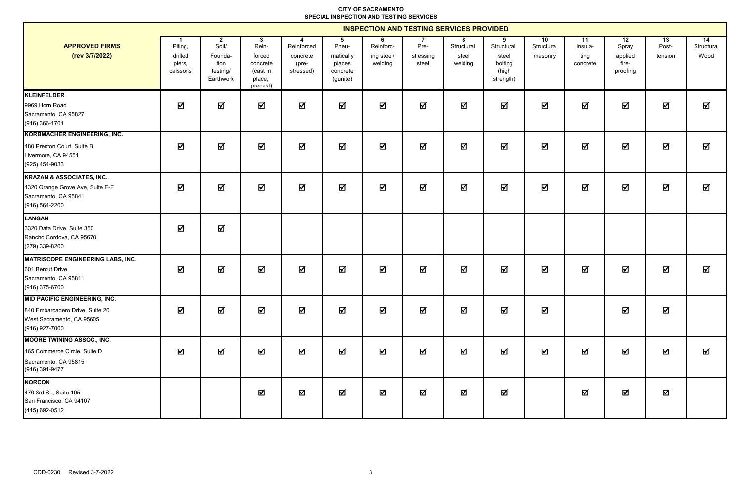**CITY OF SACRAMENTO**
**SPECIAL INSPECTION AND TESTING SERVICES**

| APPROVED FIRMS (rev 3/7/2022) | INSPECTION AND TESTING SERVICES PROVIDED | | | | | | | | | | | | | |
|---|---|---|---|---|---|---|---|---|---|---|---|---|---|---|
| | 1 Piling, drilled piers, caissons | 2 Soil/ Founda-tion testing/ Earthwork | 3 Rein-forced concrete (cast in place, precast) | 4 Reinforced concrete (pre-stressed) | 5 Pneu-matically places concrete (gunite) | 6 Reinforc-ing steel/ welding | 7 Pre-stressing steel | 8 Structural steel welding | 9 Structural steel bolting (high strength) | 10 Structural masonry | 11 Insula-ting concrete | 12 Spray applied fire-proofing | 13 Post-tension | 14 Structural Wood |
| **KLEINFELDER**<br>9969 Horn Road<br>Sacramento, CA 95827<br>(916) 366-1701 | ☑ | ☑ | ☑ | ☑ | ☑ | ☑ | ☑ | ☑ | ☑ | ☑ | ☑ | ☑ | ☑ | ☑ |
| **KORBMACHER ENGINEERING, INC.**<br>480 Preston Court, Suite B<br>Livermore, CA 94551<br>(925) 454-9033 | ☑ | ☑ | ☑ | ☑ | ☑ | ☑ | ☑ | ☑ | ☑ | ☑ | ☑ | ☑ | ☑ | ☑ |
| **KRAZAN & ASSOCIATES, INC.**<br>4320 Orange Grove Ave, Suite E-F<br>Sacramento, CA 95841<br>(916) 564-2200 | ☑ | ☑ | ☑ | ☑ | ☑ | ☑ | ☑ | ☑ | ☑ | ☑ | ☑ | ☑ | ☑ | ☑ |
| **LANGAN**<br>3320 Data Drive, Suite 350<br>Rancho Cordova, CA 95670<br>(279) 339-8200 | ☑ | ☑ | | | | | | | | | | | | |
| **MATRISCOPE ENGINEERING LABS, INC.**<br>601 Bercut Drive<br>Sacramento, CA 95811<br>(916) 375-6700 | ☑ | ☑ | ☑ | ☑ | ☑ | ☑ | ☑ | ☑ | ☑ | ☑ | ☑ | ☑ | ☑ | ☑ |
| **MID PACIFIC ENGINEERING, INC.**<br>840 Embarcadero Drive, Suite 20<br>West Sacramento, CA 95605<br>(916) 927-7000 | ☑ | ☑ | ☑ | ☑ | ☑ | ☑ | ☑ | ☑ | ☑ | ☑ | | ☑ | ☑ | |
| **MOORE TWINING ASSOC., INC.**<br>165 Commerce Circle, Suite D<br>Sacramento, CA 95815<br>(916) 391-9477 | ☑ | ☑ | ☑ | ☑ | ☑ | ☑ | ☑ | ☑ | ☑ | ☑ | ☑ | ☑ | ☑ | ☑ |
| **NORCON**<br>470 3rd St., Suite 105<br>San Francisco, CA 94107<br>(415) 692-0512 | | | ☑ | ☑ | ☑ | ☑ | ☑ | ☑ | ☑ | | ☑ | ☑ | ☑ | |

CDD-0230 Revised 3-7-2022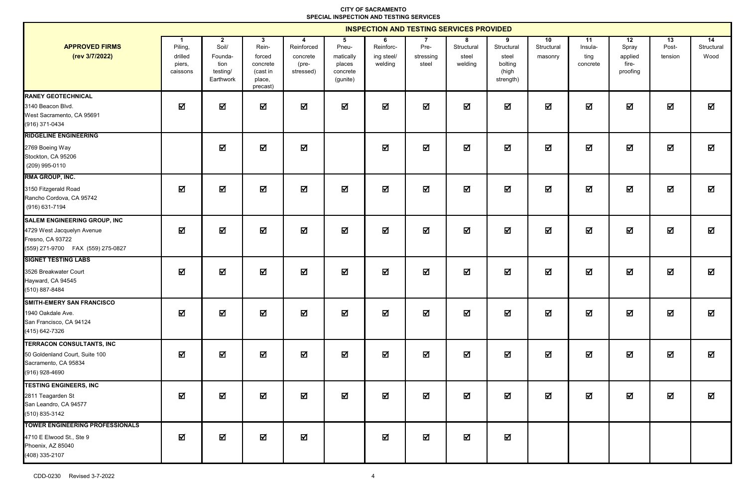**CITY OF SACRAMENTO**
**SPECIAL INSPECTION AND TESTING SERVICES**

| APPROVED FIRMS (rev 3/7/2022) | INSPECTION AND TESTING SERVICES PROVIDED | | | | | | | | | | | | | |
|---|---|---|---|---|---|---|---|---|---|---|---|---|---|---|
| | 1 Piling, drilled piers, caissons | 2 Soil/ Foundation testing/ Earthwork | 3 Reinforced concrete (cast in place, precast) | 4 Reinforced concrete (pre-stressed) | 5 Pneumatically places concrete (gunite) | 6 Reinforcing steel/ welding | 7 Pre-stressing steel | 8 Structural steel welding | 9 Structural steel bolting (high strength) | 10 Structural masonry | 11 Insulating concrete | 12 Spray applied fire-proofing | 13 Post-tension | 14 Structural Wood |
| **RANEY GEOTECHNICAL**<br>3140 Beacon Blvd.<br>West Sacramento, CA 95691<br>(916) 371-0434 | ☑ | ☑ | ☑ | ☑ | ☑ | ☑ | ☑ | ☑ | ☑ | ☑ | ☑ | ☑ | ☑ | ☑ |
| **RIDGELINE ENGINEERING**<br>2769 Boeing Way<br>Stockton, CA 95206<br>(209) 995-0110 | | ☑ | ☑ | ☑ | | ☑ | ☑ | ☑ | ☑ | ☑ | ☑ | ☑ | ☑ | ☑ |
| **RMA GROUP, INC.**<br>3150 Fitzgerald Road<br>Rancho Cordova, CA 95742<br>(916) 631-7194 | ☑ | ☑ | ☑ | ☑ | ☑ | ☑ | ☑ | ☑ | ☑ | ☑ | ☑ | ☑ | ☑ | ☑ |
| **SALEM ENGINEERING GROUP, INC**<br>4729 West Jacquelyn Avenue<br>Fresno, CA 93722<br>(559) 271-9700 FAX (559) 275-0827 | ☑ | ☑ | ☑ | ☑ | ☑ | ☑ | ☑ | ☑ | ☑ | ☑ | ☑ | ☑ | ☑ | ☑ |
| **SIGNET TESTING LABS**<br>3526 Breakwater Court<br>Hayward, CA 94545<br>(510) 887-8484 | ☑ | ☑ | ☑ | ☑ | ☑ | ☑ | ☑ | ☑ | ☑ | ☑ | ☑ | ☑ | ☑ | ☑ |
| **SMITH-EMERY SAN FRANCISCO**<br>1940 Oakdale Ave.<br>San Francisco, CA 94124<br>(415) 642-7326 | ☑ | ☑ | ☑ | ☑ | ☑ | ☑ | ☑ | ☑ | ☑ | ☑ | ☑ | ☑ | ☑ | ☑ |
| **TERRACON CONSULTANTS, INC**<br>50 Goldenland Court, Suite 100<br>Sacramento, CA 95834<br>(916) 928-4690 | ☑ | ☑ | ☑ | ☑ | ☑ | ☑ | ☑ | ☑ | ☑ | ☑ | ☑ | ☑ | ☑ | ☑ |
| **TESTING ENGINEERS, INC**<br>2811 Teagarden St<br>San Leandro, CA 94577<br>(510) 835-3142 | ☑ | ☑ | ☑ | ☑ | ☑ | ☑ | ☑ | ☑ | ☑ | ☑ | ☑ | ☑ | ☑ | ☑ |
| **TOWER ENGINEERING PROFESSIONALS**<br>4710 E Elwood St., Ste 9<br>Phoenix, AZ 85040<br>(408) 335-2107 | ☑ | ☑ | ☑ | ☑ | | ☑ | ☑ | ☑ | ☑ | | | | | |

CDD-0230 Revised 3-7-2022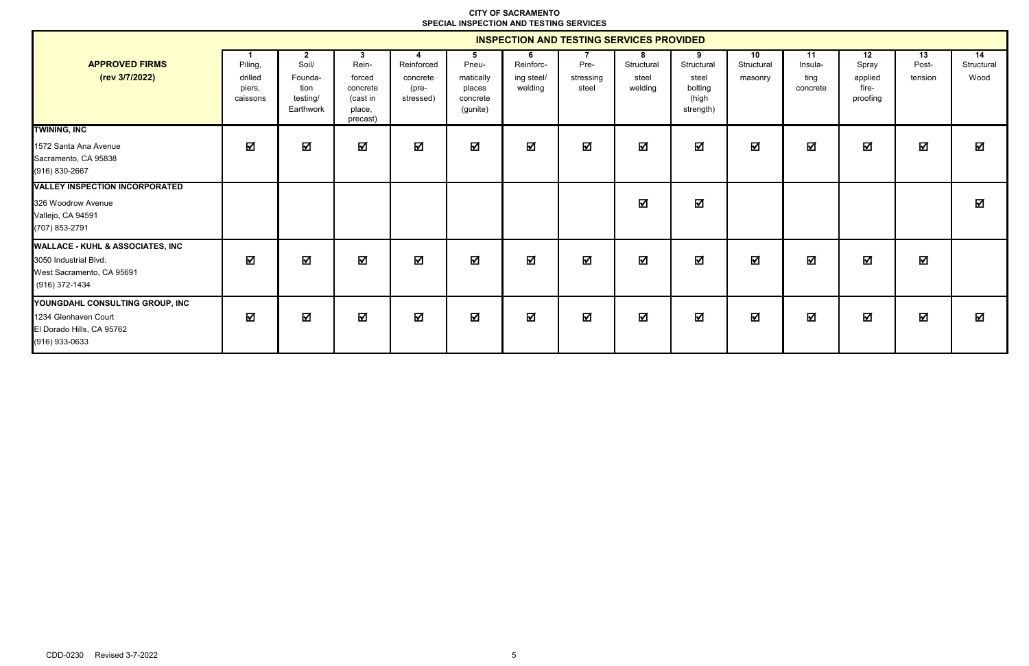**CITY OF SACRAMENTO**
**SPECIAL INSPECTION AND TESTING SERVICES**

| APPROVED FIRMS (rev 3/7/2022) | INSPECTION AND TESTING SERVICES PROVIDED | | | | | | | | | | | | | |
|---|---|---|---|---|---|---|---|---|---|---|---|---|---|---|
| | 1 Piling, drilled piers, caissons | 2 Soil/ Foundation testing/ Earthwork | 3 Reinforced concrete (cast in place, precast) | 4 Reinforced concrete (prestressed) | 5 Pneumatically places concrete (gunite) | 6 Reinforcing steel/ welding | 7 Prestressing steel | 8 Structural steel welding | 9 Structural steel bolting (high strength) | 10 Structural masonry | 11 Insulating concrete | 12 Spray applied fireproofing | 13 Post-tension | 14 Structural Wood |
| **TWINING, INC**<br>1572 Santa Ana Avenue<br>Sacramento, CA 95838<br>(916) 830-2667 | ☑ | ☑ | ☑ | ☑ | ☑ | ☑ | ☑ | ☑ | ☑ | ☑ | ☑ | ☑ | ☑ | ☑ |
| **VALLEY INSPECTION INCORPORATED**<br>326 Woodrow Avenue<br>Vallejo, CA 94591<br>(707) 853-2791 | | | | | | | | ☑ | ☑ | | | | | ☑ |
| **WALLACE - KUHL & ASSOCIATES, INC**<br>3050 Industrial Blvd.<br>West Sacramento, CA 95691<br>(916) 372-1434 | ☑ | ☑ | ☑ | ☑ | ☑ | ☑ | ☑ | ☑ | ☑ | ☑ | ☑ | ☑ | ☑ | |
| **YOUNGDAHL CONSULTING GROUP, INC**<br>1234 Glenhaven Court<br>El Dorado Hills, CA 95762<br>(916) 933-0633 | ☑ | ☑ | ☑ | ☑ | ☑ | ☑ | ☑ | ☑ | ☑ | ☑ | ☑ | ☑ | ☑ | ☑ |

CDD-0230 Revised 3-7-2022